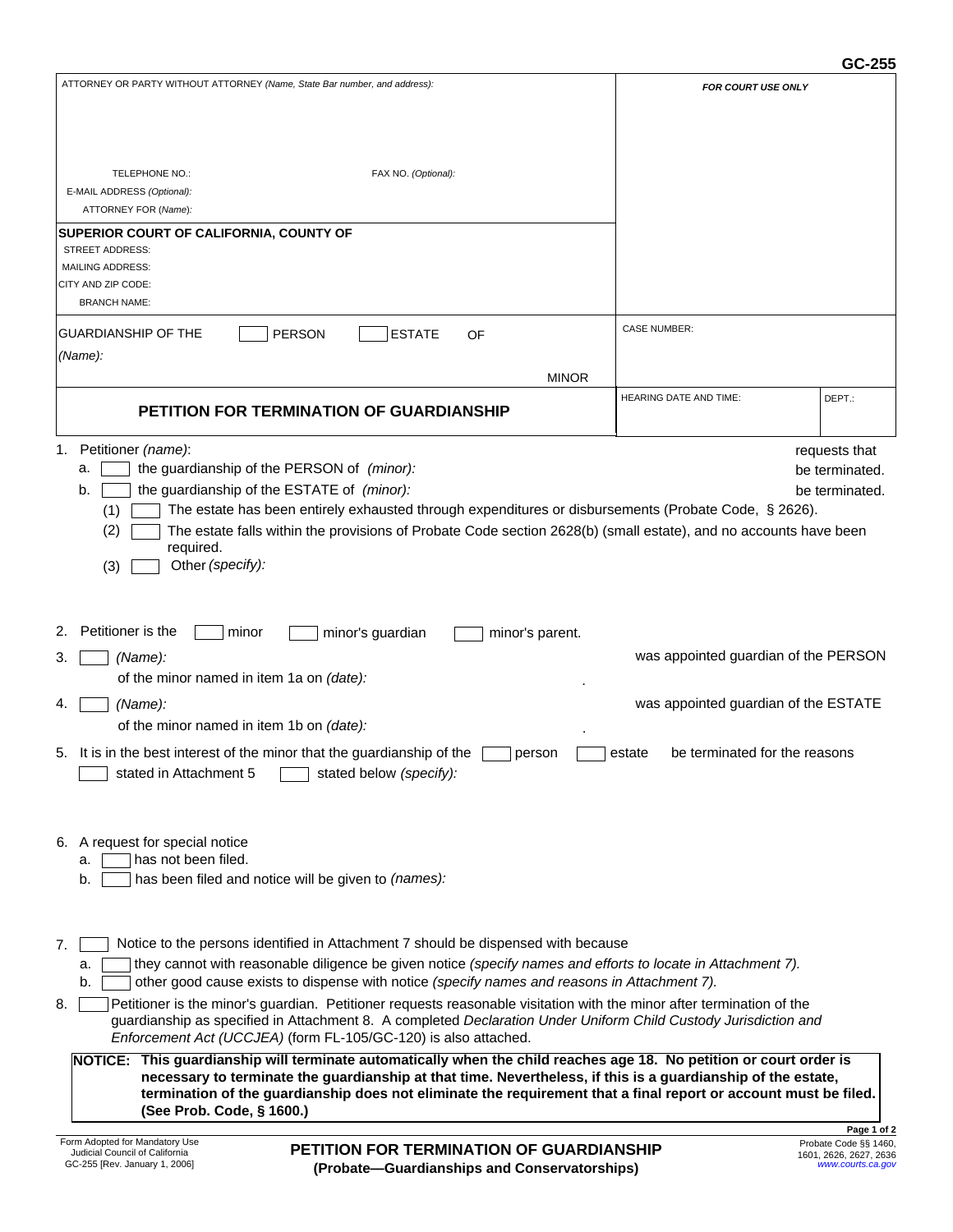GC-255

| ATTORNEY OR PARTY WITHOUT ATTORNEY *(Name, State Bar number, and address):* | *FOR COURT USE ONLY* |
|---|---|
| TELEPHONE NO.: FAX NO. *(Optional):* | |
| E-MAIL ADDRESS *(Optional):* | |
| ATTORNEY FOR *(Name):* | |
| **SUPERIOR COURT OF CALIFORNIA, COUNTY OF** | |
| STREET ADDRESS: | |
| MAILING ADDRESS: | |
| CITY AND ZIP CODE: | |
| BRANCH NAME: | |
| GUARDIANSHIP OF THE ☐ PERSON ☐ ESTATE OF *(Name):* MINOR | CASE NUMBER: |
| **PETITION FOR TERMINATION OF GUARDIANSHIP** | HEARING DATE AND TIME: DEPT.: |

1. Petitioner *(name)*: requests that
   a. ☐ the guardianship of the PERSON of *(minor):* be terminated.
   b. ☐ the guardianship of the ESTATE of *(minor):* be terminated.
      (1) ☐ The estate has been entirely exhausted through expenditures or disbursements (Probate Code, § 2626).
      (2) ☐ The estate falls within the provisions of Probate Code section 2628(b) (small estate), and no accounts have been required.
      (3) ☐ Other *(specify)*:

2. Petitioner is the ☐ minor ☐ minor's guardian ☐ minor's parent.

3. ☐ *(Name):* was appointed guardian of the PERSON of the minor named in item 1a on *(date):* .

4. ☐ *(Name):* was appointed guardian of the ESTATE of the minor named in item 1b on *(date):* .

5. It is in the best interest of the minor that the guardianship of the ☐ person ☐ estate be terminated for the reasons ☐ stated in Attachment 5 ☐ stated below *(specify)*:

6. A request for special notice
   a. ☐ has not been filed.
   b. ☐ has been filed and notice will be given to *(names)*:

7. ☐ Notice to the persons identified in Attachment 7 should be dispensed with because
   a. ☐ they cannot with reasonable diligence be given notice *(specify names and efforts to locate in Attachment 7).*
   b. ☐ other good cause exists to dispense with notice *(specify names and reasons in Attachment 7).*

8. ☐ Petitioner is the minor's guardian. Petitioner requests reasonable visitation with the minor after termination of the guardianship as specified in Attachment 8. A completed *Declaration Under Uniform Child Custody Jurisdiction and Enforcement Act (UCCJEA)* (form FL-105/GC-120) is also attached.

**NOTICE: This guardianship will terminate automatically when the child reaches age 18. No petition or court order is necessary to terminate the guardianship at that time. Nevertheless, if this is a guardianship of the estate, termination of the guardianship does not eliminate the requirement that a final report or account must be filed. (See Prob. Code, § 1600.)**

Form Adopted for Mandatory Use
Judicial Council of California
GC-255 [Rev. January 1, 2006]

**PETITION FOR TERMINATION OF GUARDIANSHIP**
**(Probate—Guardianships and Conservatorships)**

Probate Code §§ 1460, 1601, 2626, 2627, 2636
www.courts.ca.gov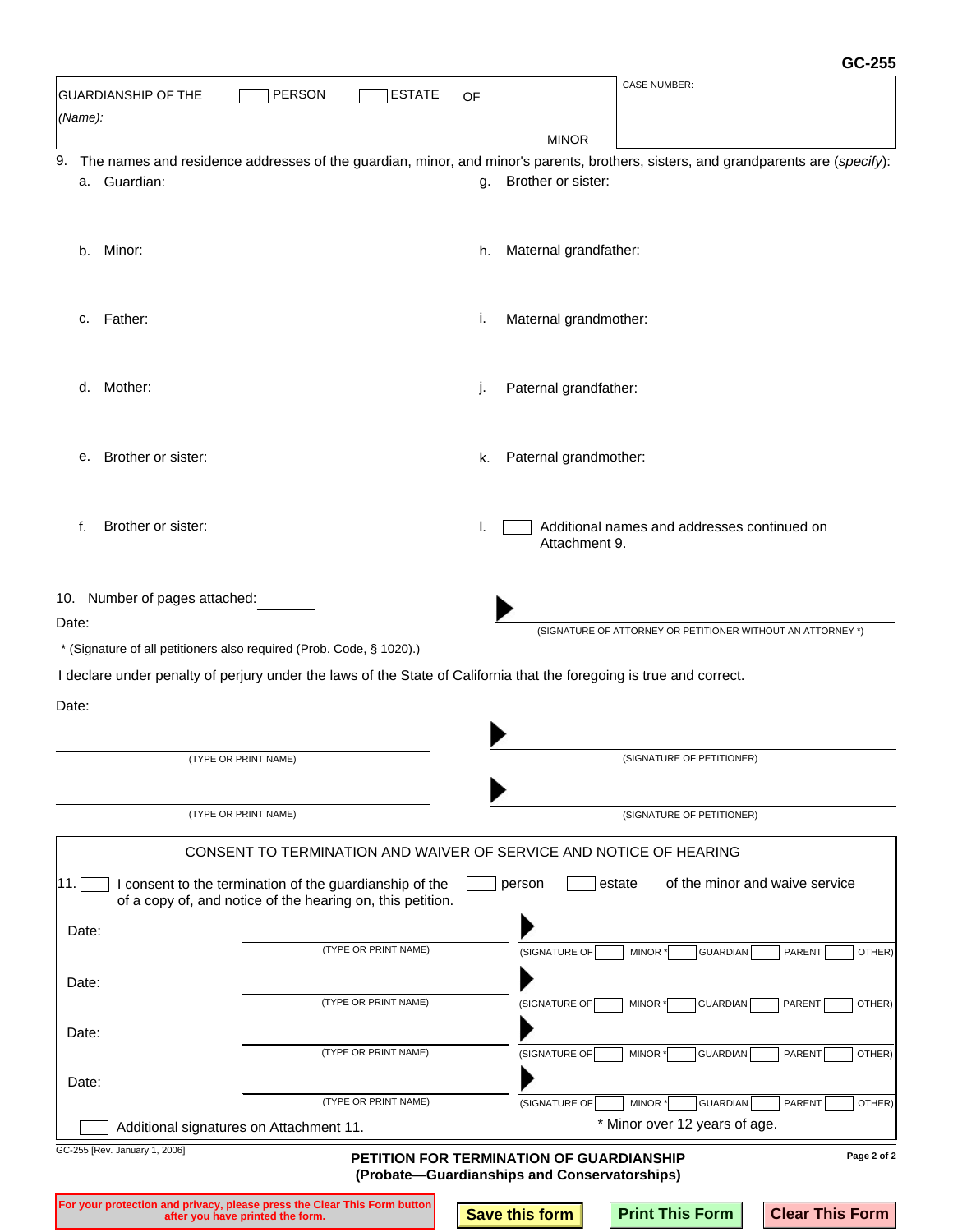GC-255

| GUARDIANSHIP OF THE ☐ PERSON ☐ ESTATE OF (Name): MINOR | CASE NUMBER: |
|---|---|

9. The names and residence addresses of the guardian, minor, and minor's parents, brothers, sisters, and grandparents are (*specify*):

a. Guardian:

b. Minor:

c. Father:

d. Mother:

e. Brother or sister:

f. Brother or sister:

g. Brother or sister:

h. Maternal grandfather:

i. Maternal grandmother:

j. Paternal grandfather:

k. Paternal grandmother:

l. ☐ Additional names and addresses continued on Attachment 9.

10. Number of pages attached: ________

Date:

▶ ______________________________
(SIGNATURE OF ATTORNEY OR PETITIONER WITHOUT AN ATTORNEY *)

* (Signature of all petitioners also required (Prob. Code, § 1020).)

I declare under penalty of perjury under the laws of the State of California that the foregoing is true and correct.

Date:

______________________________ ▶ ______________________________
(TYPE OR PRINT NAME) (SIGNATURE OF PETITIONER)

______________________________ ▶ ______________________________
(TYPE OR PRINT NAME) (SIGNATURE OF PETITIONER)

## CONSENT TO TERMINATION AND WAIVER OF SERVICE AND NOTICE OF HEARING

11. ☐ I consent to the termination of the guardianship of the ☐ person ☐ estate of the minor and waive service of a copy of, and notice of the hearing on, this petition.

Date:

______________________________ ▶ ______________________________
(TYPE OR PRINT NAME) (SIGNATURE OF ☐ MINOR * ☐ GUARDIAN ☐ PARENT ☐ OTHER)

Date:

______________________________ ▶ ______________________________
(TYPE OR PRINT NAME) (SIGNATURE OF ☐ MINOR * ☐ GUARDIAN ☐ PARENT ☐ OTHER)

Date:

______________________________ ▶ ______________________________
(TYPE OR PRINT NAME) (SIGNATURE OF ☐ MINOR * ☐ GUARDIAN ☐ PARENT ☐ OTHER)

Date:

______________________________ ▶ ______________________________
(TYPE OR PRINT NAME) (SIGNATURE OF ☐ MINOR * ☐ GUARDIAN ☐ PARENT ☐ OTHER)

☐ Additional signatures on Attachment 11.

* Minor over 12 years of age.

GC-255 [Rev. January 1, 2006]

**PETITION FOR TERMINATION OF GUARDIANSHIP**
**(Probate—Guardianships and Conservatorships)**

For your protection and privacy, please press the Clear This Form button after you have printed the form.

Save this form | Print This Form | Clear This Form